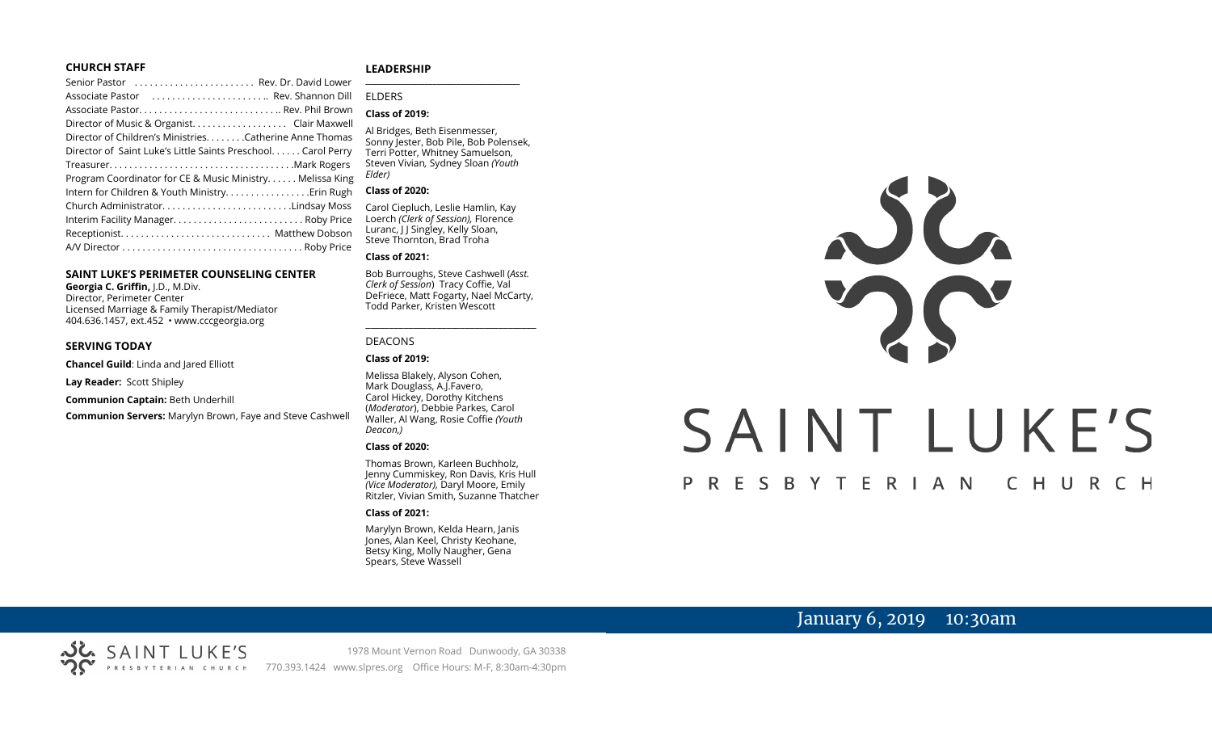## CHURCH STAFF

Senior Pastor . . . . . . . . . . . . . . . . . . . . . . . Rev. Dr. David Lower
Associate Pastor . . . . . . . . . . . . . . . . . . . . . . . Rev. Shannon Dill
Associate Pastor. . . . . . . . . . . . . . . . . . . . . . . . . . . Rev. Phil Brown
Director of Music & Organist. . . . . . . . . . . . . . . . . . Clair Maxwell
Director of Children's Ministries. . . . . . . . .Catherine Anne Thomas
Director of Saint Luke's Little Saints Preschool. . . . . . Carol Perry
Treasurer. . . . . . . . . . . . . . . . . . . . . . . . . . . . . . . . . . . .Mark Rogers
Program Coordinator for CE & Music Ministry. . . . . . Melissa King
Intern for Children & Youth Ministry. . . . . . . . . . . . . . . . .Erin Rugh
Church Administrator. . . . . . . . . . . . . . . . . . . . . . . . . .Lindsay Moss
Interim Facility Manager. . . . . . . . . . . . . . . . . . . . . . . . . Roby Price
Receptionist. . . . . . . . . . . . . . . . . . . . . . . . . . . . . Matthew Dobson
A/V Director . . . . . . . . . . . . . . . . . . . . . . . . . . . . . . . . . . . Roby Price

## SAINT LUKE'S PERIMETER COUNSELING CENTER

**Georgia C. Griffin,** J.D., M.Div.
Director, Perimeter Center
Licensed Marriage & Family Therapist/Mediator
404.636.1457, ext.452 • www.cccgeorgia.org

## SERVING TODAY

**Chancel Guild**: Linda and Jared Elliott

**Lay Reader:** Scott Shipley

**Communion Captain:** Beth Underhill

**Communion Servers:** Marylyn Brown, Faye and Steve Cashwell

## LEADERSHIP

ELDERS

**Class of 2019:**

Al Bridges, Beth Eisenmesser, Sonny Jester, Bob Pile, Bob Polensek, Terri Potter, Whitney Samuelson, Steven Vivian*,* Sydney Sloan *(Youth Elder)*

**Class of 2020:**

Carol Ciepluch, Leslie Hamlin, Kay Loerch *(Clerk of Session),* Florence Luranc, J J Singley, Kelly Sloan, Steve Thornton, Brad Troha

**Class of 2021:**

Bob Burroughs, Steve Cashwell (*Asst. Clerk of Session*) Tracy Coffie, Val DeFriece, Matt Fogarty, Nael McCarty, Todd Parker, Kristen Wescott

DEACONS

**Class of 2019:**

Melissa Blakely, Alyson Cohen, Mark Douglass, A.J.Favero, Carol Hickey, Dorothy Kitchens (*Moderator*), Debbie Parkes, Carol Waller, Al Wang, Rosie Coffie *(Youth Deacon,)*

**Class of 2020:**

Thomas Brown, Karleen Buchholz, Jenny Cummiskey, Ron Davis, Kris Hull *(Vice Moderator),* Daryl Moore, Emily Ritzler, Vivian Smith, Suzanne Thatcher

**Class of 2021:**

Marylyn Brown, Kelda Hearn, Janis Jones, Alan Keel, Christy Keohane, Betsy King, Molly Naugher, Gena Spears, Steve Wassell

# SAINT LUKE'S
## PRESBYTERIAN CHURCH

January 6, 2019 10:30am

SAINT LUKE'S PRESBYTERIAN CHURCH

1978 Mount Vernon Road Dunwoody, GA 30338
770.393.1424 www.slpres.org Office Hours: M-F, 8:30am-4:30pm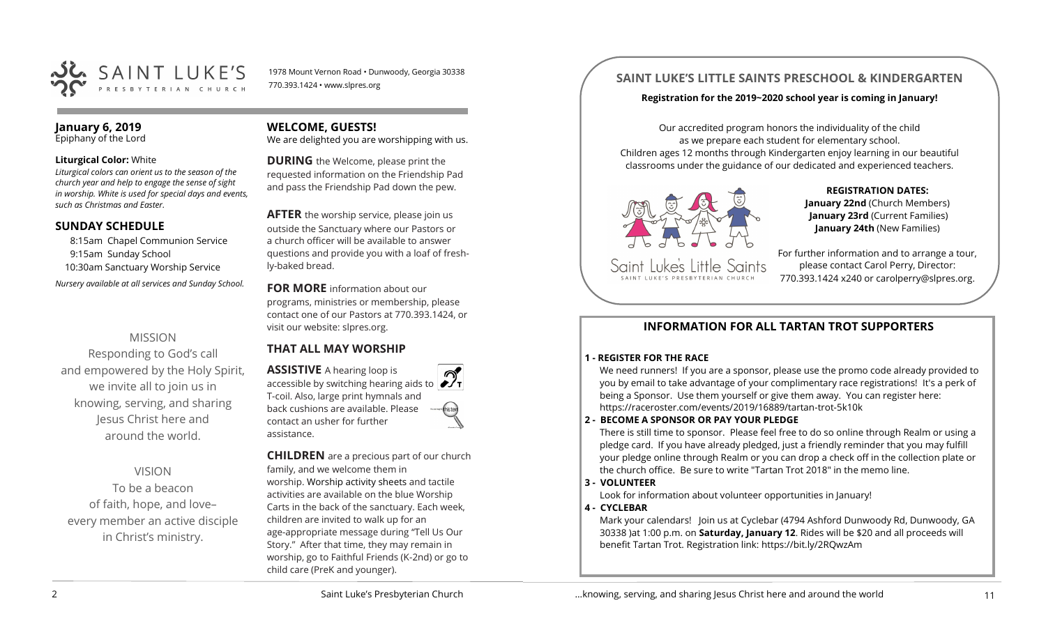SAINT LUKE'S PRESBYTERIAN CHURCH

1978 Mount Vernon Road • Dunwoody, Georgia 30338
770.393.1424 • www.slpres.org

**January 6, 2019**
Epiphany of the Lord

**Liturgical Color:** White
*Liturgical colors can orient us to the season of the church year and help to engage the sense of sight in worship. White is used for special days and events, such as Christmas and Easter.*

## SUNDAY SCHEDULE

8:15am Chapel Communion Service
9:15am Sunday School
10:30am Sanctuary Worship Service

*Nursery available at all services and Sunday School.*

MISSION

Responding to God's call and empowered by the Holy Spirit, we invite all to join us in knowing, serving, and sharing Jesus Christ here and around the world.

VISION

To be a beacon of faith, hope, and love– every member an active disciple in Christ's ministry.

## WELCOME, GUESTS!

We are delighted you are worshipping with us.

**DURING** the Welcome, please print the requested information on the Friendship Pad and pass the Friendship Pad down the pew.

**AFTER** the worship service, please join us outside the Sanctuary where our Pastors or a church officer will be available to answer questions and provide you with a loaf of freshly-baked bread.

**FOR MORE** information about our programs, ministries or membership, please contact one of our Pastors at 770.393.1424, or visit our website: slpres.org.

## THAT ALL MAY WORSHIP

**ASSISTIVE** A hearing loop is accessible by switching hearing aids to T-coil. Also, large print hymnals and back cushions are available. Please contact an usher for further assistance.

**CHILDREN** are a precious part of our church family, and we welcome them in worship. Worship activity sheets and tactile activities are available on the blue Worship Carts in the back of the sanctuary. Each week, children are invited to walk up for an age-appropriate message during "Tell Us Our Story." After that time, they may remain in worship, go to Faithful Friends (K-2nd) or go to child care (PreK and younger).

## SAINT LUKE'S LITTLE SAINTS PRESCHOOL & KINDERGARTEN

**Registration for the 2019~2020 school year is coming in January!**

Our accredited program honors the individuality of the child as we prepare each student for elementary school. Children ages 12 months through Kindergarten enjoy learning in our beautiful classrooms under the guidance of our dedicated and experienced teachers.

Saint Luke's Little Saints
SAINT LUKE'S PRESBYTERIAN CHURCH

**REGISTRATION DATES:**
**January 22nd** (Church Members)
**January 23rd** (Current Families)
**January 24th** (New Families)

For further information and to arrange a tour, please contact Carol Perry, Director: 770.393.1424 x240 or carolperry@slpres.org.

## INFORMATION FOR ALL TARTAN TROT SUPPORTERS

**1 - REGISTER FOR THE RACE**
We need runners! If you are a sponsor, please use the promo code already provided to you by email to take advantage of your complimentary race registrations! It's a perk of being a Sponsor. Use them yourself or give them away. You can register here: https://raceroster.com/events/2019/16889/tartan-trot-5k10k

**2 - BECOME A SPONSOR OR PAY YOUR PLEDGE**
There is still time to sponsor. Please feel free to do so online through Realm or using a pledge card. If you have already pledged, just a friendly reminder that you may fulfill your pledge online through Realm or you can drop a check off in the collection plate or the church office. Be sure to write "Tartan Trot 2018" in the memo line.

**3 - VOLUNTEER**
Look for information about volunteer opportunities in January!

**4 - CYCLEBAR**
Mark your calendars! Join us at Cyclebar (4794 Ashford Dunwoody Rd, Dunwoody, GA 30338 )at 1:00 p.m. on **Saturday, January 12**. Rides will be $20 and all proceeds will benefit Tartan Trot. Registration link: https://bit.ly/2RQwzAm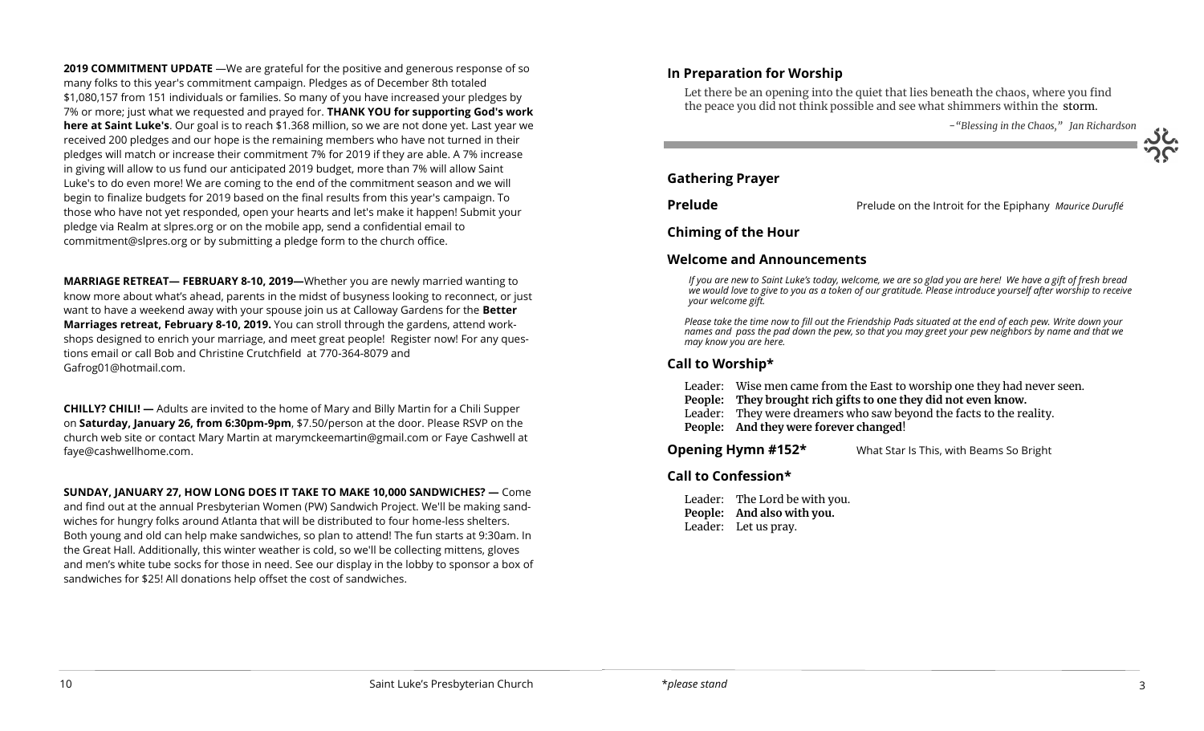**2019 COMMITMENT UPDATE** —We are grateful for the positive and generous response of so many folks to this year's commitment campaign. Pledges as of December 8th totaled $1,080,157 from 151 individuals or families. So many of you have increased your pledges by 7% or more; just what we requested and prayed for. **THANK YOU for supporting God's work here at Saint Luke's**. Our goal is to reach $1.368 million, so we are not done yet. Last year we received 200 pledges and our hope is the remaining members who have not turned in their pledges will match or increase their commitment 7% for 2019 if they are able. A 7% increase in giving will allow to us fund our anticipated 2019 budget, more than 7% will allow Saint Luke's to do even more! We are coming to the end of the commitment season and we will begin to finalize budgets for 2019 based on the final results from this year's campaign. To those who have not yet responded, open your hearts and let's make it happen! Submit your pledge via Realm at slpres.org or on the mobile app, send a confidential email to commitment@slpres.org or by submitting a pledge form to the church office.

**MARRIAGE RETREAT— FEBRUARY 8-10, 2019—**Whether you are newly married wanting to know more about what's ahead, parents in the midst of busyness looking to reconnect, or just want to have a weekend away with your spouse join us at Calloway Gardens for the **Better Marriages retreat, February 8-10, 2019.** You can stroll through the gardens, attend workshops designed to enrich your marriage, and meet great people! Register now! For any questions email or call Bob and Christine Crutchfield at 770-364-8079 and Gafrog01@hotmail.com.

**CHILLY? CHILI! —** Adults are invited to the home of Mary and Billy Martin for a Chili Supper on **Saturday, January 26, from 6:30pm-9pm**, $7.50/person at the door. Please RSVP on the church web site or contact Mary Martin at marymckeemartin@gmail.com or Faye Cashwell at faye@cashwellhome.com.

**SUNDAY, JANUARY 27, HOW LONG DOES IT TAKE TO MAKE 10,000 SANDWICHES? —** Come and find out at the annual Presbyterian Women (PW) Sandwich Project. We'll be making sandwiches for hungry folks around Atlanta that will be distributed to four home-less shelters. Both young and old can help make sandwiches, so plan to attend! The fun starts at 9:30am. In the Great Hall. Additionally, this winter weather is cold, so we'll be collecting mittens, gloves and men's white tube socks for those in need. See our display in the lobby to sponsor a box of sandwiches for $25! All donations help offset the cost of sandwiches.

## In Preparation for Worship

Let there be an opening into the quiet that lies beneath the chaos, where you find the peace you did not think possible and see what shimmers within the storm.

*~"Blessing in the Chaos," Jan Richardson*

## Gathering Prayer

**Prelude** Prelude on the Introit for the Epiphany *Maurice Duruflé*

## Chiming of the Hour

## Welcome and Announcements

*If you are new to Saint Luke's today, welcome, we are so glad you are here! We have a gift of fresh bread we would love to give to you as a token of our gratitude. Please introduce yourself after worship to receive your welcome gift.*

*Please take the time now to fill out the Friendship Pads situated at the end of each pew. Write down your names and pass the pad down the pew, so that you may greet your pew neighbors by name and that we may know you are here.*

## Call to Worship*

Leader: Wise men came from the East to worship one they had never seen.
**People: They brought rich gifts to one they did not even know.**
Leader: They were dreamers who saw beyond the facts to the reality.
**People: And they were forever changed!**

**Opening Hymn #152*** What Star Is This, with Beams So Bright

## Call to Confession*

Leader: The Lord be with you.
**People: And also with you.**
Leader: Let us pray.

*please stand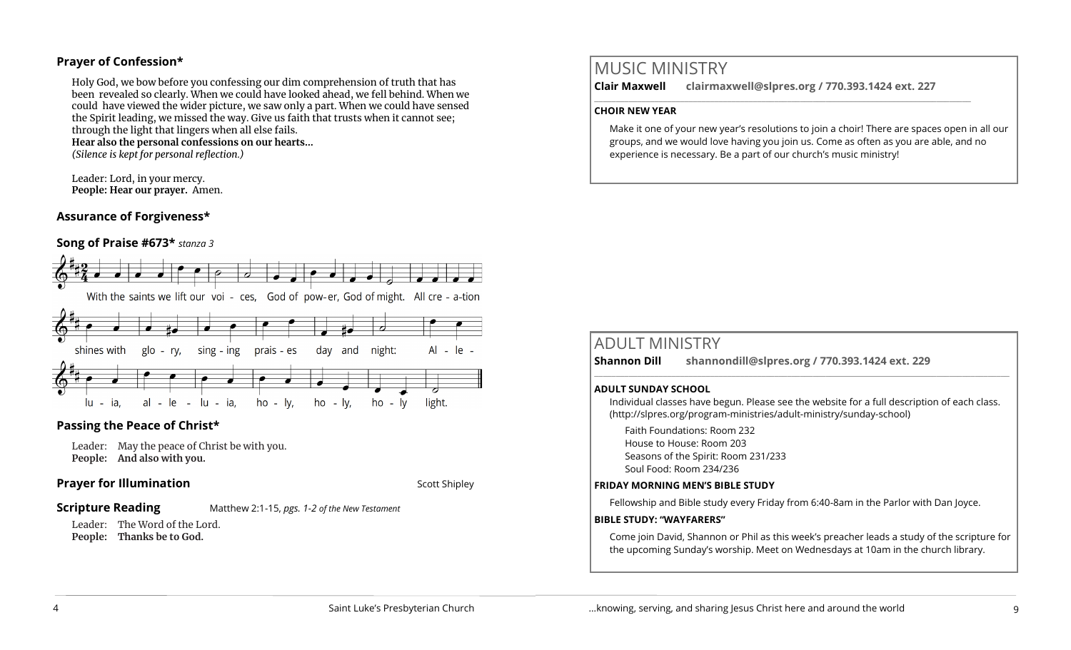### Prayer of Confession*

Holy God, we bow before you confessing our dim comprehension of truth that has been revealed so clearly. When we could have looked ahead, we fell behind. When we could have viewed the wider picture, we saw only a part. When we could have sensed the Spirit leading, we missed the way. Give us faith that trusts when it cannot see; through the light that lingers when all else fails.
**Hear also the personal confessions on our hearts…**
*(Silence is kept for personal reflection.)*

Leader: Lord, in your mercy.
**People: Hear our prayer.** Amen.

### Assurance of Forgiveness*

### Song of Praise #673* *stanza 3*

With the saints we lift our voi - ces, God of pow-er, God of might. All cre - a-tion shines with glo - ry, sing - ing prais - es day and night: Al - le - lu - ia, al - le - lu - ia, ho - ly, ho - ly, ho - ly light.

### Passing the Peace of Christ*

Leader: May the peace of Christ be with you.
**People: And also with you.**

### Prayer for Illumination — Scott Shipley

### Scripture Reading — Matthew 2:1-15, *pgs. 1-2 of the New Testament*

Leader: The Word of the Lord.
**People: Thanks be to God.**

## MUSIC MINISTRY

**Clair Maxwell** **clairmaxwell@slpres.org / 770.393.1424 ext. 227**

**CHOIR NEW YEAR**

Make it one of your new year's resolutions to join a choir! There are spaces open in all our groups, and we would love having you join us. Come as often as you are able, and no experience is necessary. Be a part of our church's music ministry!

## ADULT MINISTRY

**Shannon Dill** **shannondill@slpres.org / 770.393.1424 ext. 229**

**ADULT SUNDAY SCHOOL**

Individual classes have begun. Please see the website for a full description of each class. (http://slpres.org/program-ministries/adult-ministry/sunday-school)

Faith Foundations: Room 232
House to House: Room 203
Seasons of the Spirit: Room 231/233
Soul Food: Room 234/236

**FRIDAY MORNING MEN'S BIBLE STUDY**

Fellowship and Bible study every Friday from 6:40-8am in the Parlor with Dan Joyce.

**BIBLE STUDY: "WAYFARERS"**

Come join David, Shannon or Phil as this week's preacher leads a study of the scripture for the upcoming Sunday's worship. Meet on Wednesdays at 10am in the church library.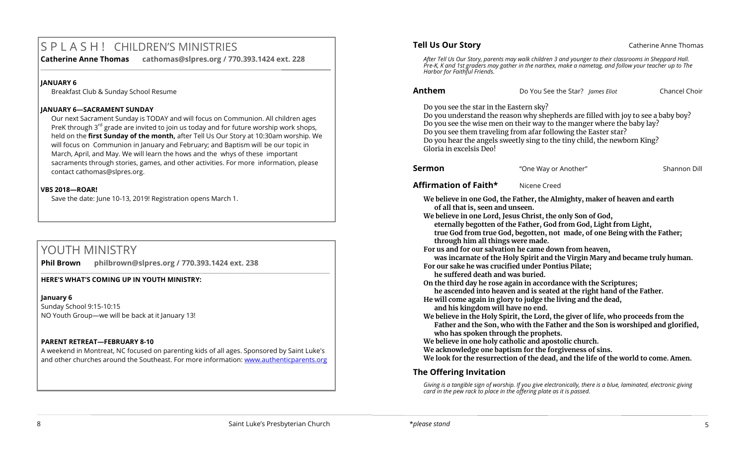# S P L A S H ! CHILDREN'S MINISTRIES

**Catherine Anne Thomas** **cathomas@slpres.org / 770.393.1424 ext. 228**

**JANUARY 6**

Breakfast Club & Sunday School Resume

**JANUARY 6—SACRAMENT SUNDAY**

Our next Sacrament Sunday is TODAY and will focus on Communion. All children ages PreK through 3rd grade are invited to join us today and for future worship work shops, held on the **first Sunday of the month,** after Tell Us Our Story at 10:30am worship. We will focus on Communion in January and February; and Baptism will be our topic in March, April, and May. We will learn the hows and the whys of these important sacraments through stories, games, and other activities. For more information, please contact cathomas@slpres.org.

**VBS 2018—ROAR!**

Save the date: June 10-13, 2019! Registration opens March 1.

# YOUTH MINISTRY

**Phil Brown** **philbrown@slpres.org / 770.393.1424 ext. 238**

**HERE'S WHAT'S COMING UP IN YOUTH MINISTRY:**

**January 6**

Sunday School 9:15-10:15

NO Youth Group—we will be back at it January 13!

**PARENT RETREAT—FEBRUARY 8-10**

A weekend in Montreat, NC focused on parenting kids of all ages. Sponsored by Saint Luke's and other churches around the Southeast. For more information: www.authenticparents.org

**Tell Us Our Story** Catherine Anne Thomas

*After Tell Us Our Story, parents may walk children 3 and younger to their classrooms in Sheppard Hall. Pre-K, K and 1st graders may gather in the narthex, make a nametag, and follow your teacher up to The Harbor for Faithful Friends.*

**Anthem** Do You See the Star? *James Eliot* Chancel Choir

Do you see the star in the Eastern sky?
Do you understand the reason why shepherds are filled with joy to see a baby boy?
Do you see the wise men on their way to the manger where the baby lay?
Do you see them traveling from afar following the Easter star?
Do you hear the angels sweetly sing to the tiny child, the newborn King?
Gloria in excelsis Deo!

**Sermon** "One Way or Another" Shannon Dill

**Affirmation of Faith*** Nicene Creed

**We believe in one God, the Father, the Almighty, maker of heaven and earth of all that is, seen and unseen.**
**We believe in one Lord, Jesus Christ, the only Son of God,**
**eternally begotten of the Father, God from God, Light from Light,**
**true God from true God, begotten, not made, of one Being with the Father;**
**through him all things were made.**
**For us and for our salvation he came down from heaven,**
**was incarnate of the Holy Spirit and the Virgin Mary and became truly human.**
**For our sake he was crucified under Pontius Pilate;**
**he suffered death and was buried.**
**On the third day he rose again in accordance with the Scriptures;**
**he ascended into heaven and is seated at the right hand of the Father.**
**He will come again in glory to judge the living and the dead,**
**and his kingdom will have no end.**
**We believe in the Holy Spirit, the Lord, the giver of life, who proceeds from the Father and the Son, who with the Father and the Son is worshiped and glorified, who has spoken through the prophets.**
**We believe in one holy catholic and apostolic church.**
**We acknowledge one baptism for the forgiveness of sins.**
**We look for the resurrection of the dead, and the life of the world to come. Amen.**

**The Offering Invitation**

*Giving is a tangible sign of worship. If you give electronically, there is a blue, laminated, electronic giving card in the pew rack to place in the offering plate as it is passed.*

**please stand*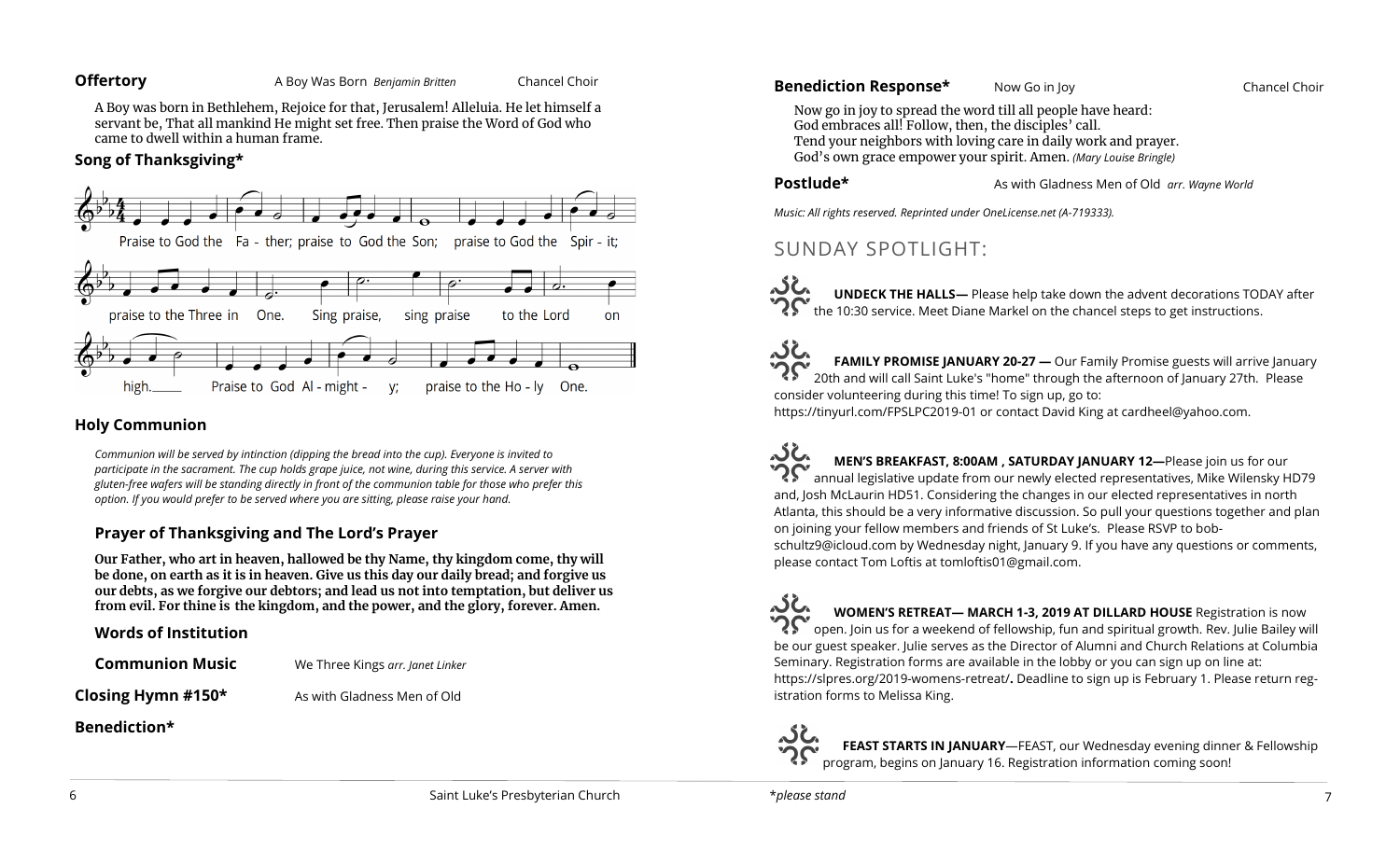**Offertory** A Boy Was Born *Benjamin Britten* Chancel Choir

A Boy was born in Bethlehem, Rejoice for that, Jerusalem! Alleluia. He let himself a servant be, That all mankind He might set free. Then praise the Word of God who came to dwell within a human frame.

**Song of Thanksgiving***

Praise to God the Fa - ther; praise to God the Son; praise to God the Spir - it; praise to the Three in One. Sing praise, sing praise to the Lord on high. Praise to God Al - might - y; praise to the Ho - ly One.

**Holy Communion**

*Communion will be served by intinction (dipping the bread into the cup). Everyone is invited to participate in the sacrament. The cup holds grape juice, not wine, during this service. A server with gluten-free wafers will be standing directly in front of the communion table for those who prefer this option. If you would prefer to be served where you are sitting, please raise your hand.*

**Prayer of Thanksgiving and The Lord's Prayer**

**Our Father, who art in heaven, hallowed be thy Name, thy kingdom come, thy will be done, on earth as it is in heaven. Give us this day our daily bread; and forgive us our debts, as we forgive our debtors; and lead us not into temptation, but deliver us from evil. For thine is the kingdom, and the power, and the glory, forever. Amen.**

**Words of Institution**

**Communion Music** We Three Kings *arr. Janet Linker*

**Closing Hymn #150*** As with Gladness Men of Old

**Benediction***

**Benediction Response*** Now Go in Joy Chancel Choir

Now go in joy to spread the word till all people have heard:
God embraces all! Follow, then, the disciples' call.
Tend your neighbors with loving care in daily work and prayer.
God's own grace empower your spirit. Amen. *(Mary Louise Bringle)*

**Postlude*** As with Gladness Men of Old *arr. Wayne World*

*Music: All rights reserved. Reprinted under OneLicense.net (A-719333).*

## SUNDAY SPOTLIGHT:

**UNDECK THE HALLS—** Please help take down the advent decorations TODAY after the 10:30 service. Meet Diane Markel on the chancel steps to get instructions.

**FAMILY PROMISE JANUARY 20-27 —** Our Family Promise guests will arrive January 20th and will call Saint Luke's "home" through the afternoon of January 27th. Please consider volunteering during this time! To sign up, go to: https://tinyurl.com/FPSLPC2019-01 or contact David King at cardheel@yahoo.com.

**MEN'S BREAKFAST, 8:00AM , SATURDAY JANUARY 12—**Please join us for our annual legislative update from our newly elected representatives, Mike Wilensky HD79 and, Josh McLaurin HD51. Considering the changes in our elected representatives in north Atlanta, this should be a very informative discussion. So pull your questions together and plan on joining your fellow members and friends of St Luke's. Please RSVP to bob-schultz9@icloud.com by Wednesday night, January 9. If you have any questions or comments, please contact Tom Loftis at tomloftis01@gmail.com.

**WOMEN'S RETREAT— MARCH 1-3, 2019 AT DILLARD HOUSE** Registration is now open. Join us for a weekend of fellowship, fun and spiritual growth. Rev. Julie Bailey will be our guest speaker. Julie serves as the Director of Alumni and Church Relations at Columbia Seminary. Registration forms are available in the lobby or you can sign up on line at: https://slpres.org/2019-womens-retreat/**.** Deadline to sign up is February 1. Please return registration forms to Melissa King.

**FEAST STARTS IN JANUARY**—FEAST, our Wednesday evening dinner & Fellowship program, begins on January 16. Registration information coming soon!

*\*please stand*